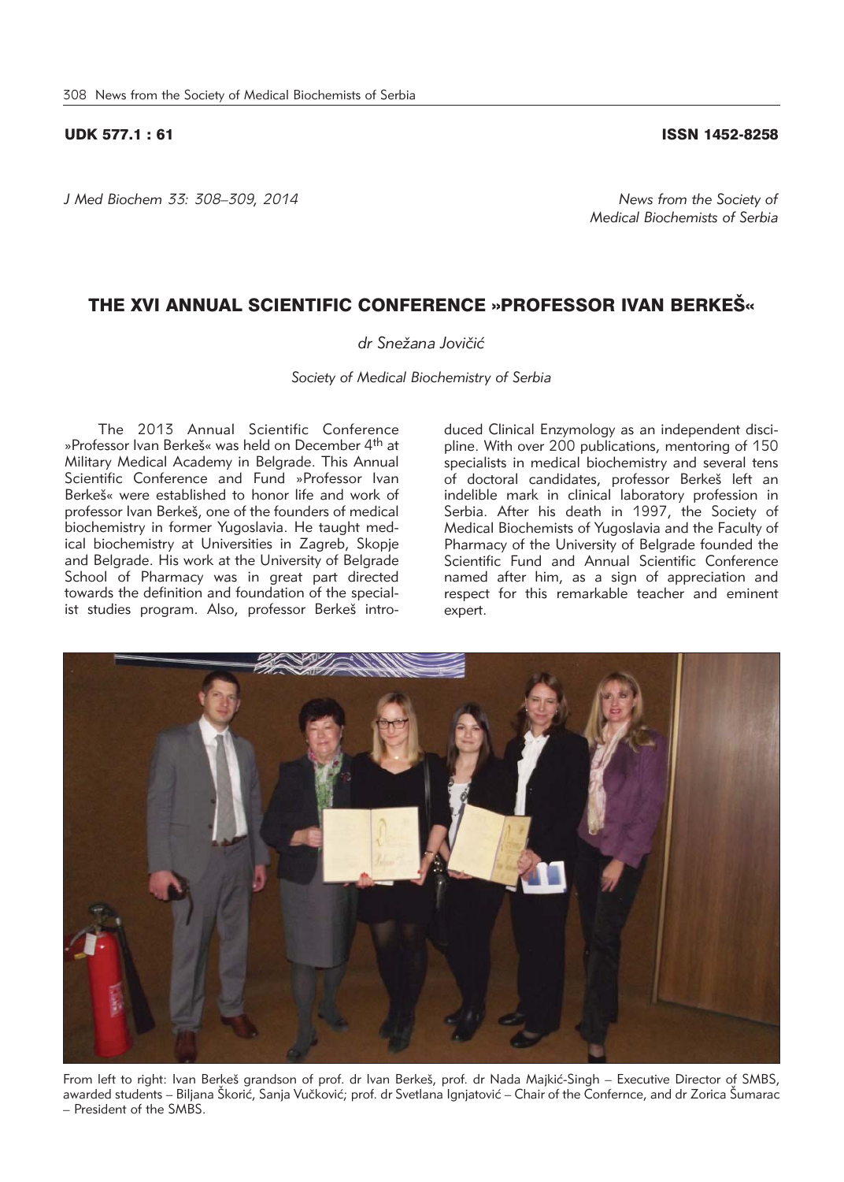UDK 577.1 : 61 ISSN 1452-8258

*J Med Biochem 33: 308–309, 2014*

*News from the Society of Medical Biochemists of Serbia*

# THE XVI ANNUAL SCIENTIFIC CONFERENCE »PROFESSOR IVAN BERKEŠ«

*dr Snežana Jovičić*

*Society of Medical Biochemistry of Serbia*

The 2013 Annual Scientific Conference »Professor Ivan Berkeš« was held on December 4th at Military Medical Academy in Belgrade. This Annual Scientific Conference and Fund »Professor Ivan Berkeš« were established to honor life and work of professor Ivan Berkeš, one of the founders of medical biochemistry in former Yugoslavia. He taught medical biochemistry at Universities in Zagreb, Skopje and Belgrade. His work at the University of Belgrade School of Pharmacy was in great part directed towards the definition and foundation of the specialist studies program. Also, professor Berkeš introduced Clinical Enzymology as an independent discipline. With over 200 publications, mentoring of 150 specialists in medical biochemistry and several tens of doctoral candidates, professor Berkeš left an indelible mark in clinical laboratory profession in Serbia. After his death in 1997, the Society of Medical Biochemists of Yugoslavia and the Faculty of Pharmacy of the University of Belgrade founded the Scientific Fund and Annual Scientific Conference named after him, as a sign of appreciation and respect for this remarkable teacher and eminent expert.

From left to right: Ivan Berkeš grandson of prof. dr Ivan Berkeš, prof. dr Nada Majkić-Singh – Executive Director of SMBS, awarded students – Biljana Škorić, Sanja Vučković; prof. dr Svetlana Ignjatović – Chair of the Confernce, and dr Zorica Šumarac – President of the SMBS.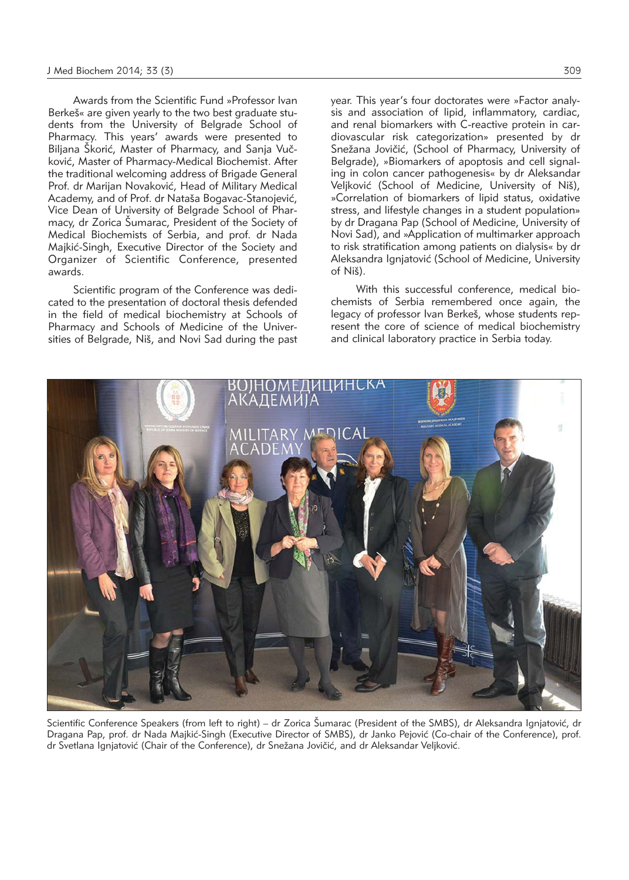Awards from the Scientific Fund »Professor Ivan Berkeš« are given yearly to the two best graduate students from the University of Belgrade School of Pharmacy. This years' awards were presented to Biljana Škorić, Master of Pharmacy, and Sanja Vučković, Master of Pharmacy-Medical Biochemist. After the traditional welcoming address of Brigade General Prof. dr Marijan Novaković, Head of Military Medical Academy, and of Prof. dr Nataša Bogavac-Stanojević, Vice Dean of University of Belgrade School of Pharmacy, dr Zorica Šumarac, President of the Society of Medical Biochemists of Serbia, and prof. dr Nada Majkić-Singh, Executive Director of the Society and Organizer of Scientific Conference, presented awards.

Scientific program of the Conference was dedicated to the presentation of doctoral thesis defended in the field of medical biochemistry at Schools of Pharmacy and Schools of Medicine of the Universities of Belgrade, Niš, and Novi Sad during the past year. This year's four doctorates were »Factor analysis and association of lipid, inflammatory, cardiac, and renal biomarkers with C-reactive protein in cardiovascular risk categorization» presented by dr Snežana Jovičić, (School of Pharmacy, University of Belgrade), »Biomarkers of apoptosis and cell signaling in colon cancer pathogenesis« by dr Aleksandar Veljković (School of Medicine, University of Niš), »Correlation of biomarkers of lipid status, oxidative stress, and lifestyle changes in a student population» by dr Dragana Pap (School of Medicine, University of Novi Sad), and »Application of multimarker approach to risk stratification among patients on dialysis« by dr Aleksandra Ignjatović (School of Medicine, University of Niš).

With this successful conference, medical biochemists of Serbia remembered once again, the legacy of professor Ivan Berkeš, whose students represent the core of science of medical biochemistry and clinical laboratory practice in Serbia today.

Scientific Conference Speakers (from left to right) – dr Zorica Šumarac (President of the SMBS), dr Aleksandra Ignjatović, dr Dragana Pap, prof. dr Nada Majkić-Singh (Executive Director of SMBS), dr Janko Pejović (Co-chair of the Conference), prof. dr Svetlana Ignjatović (Chair of the Conference), dr Snežana Jovičić, and dr Aleksandar Veljković.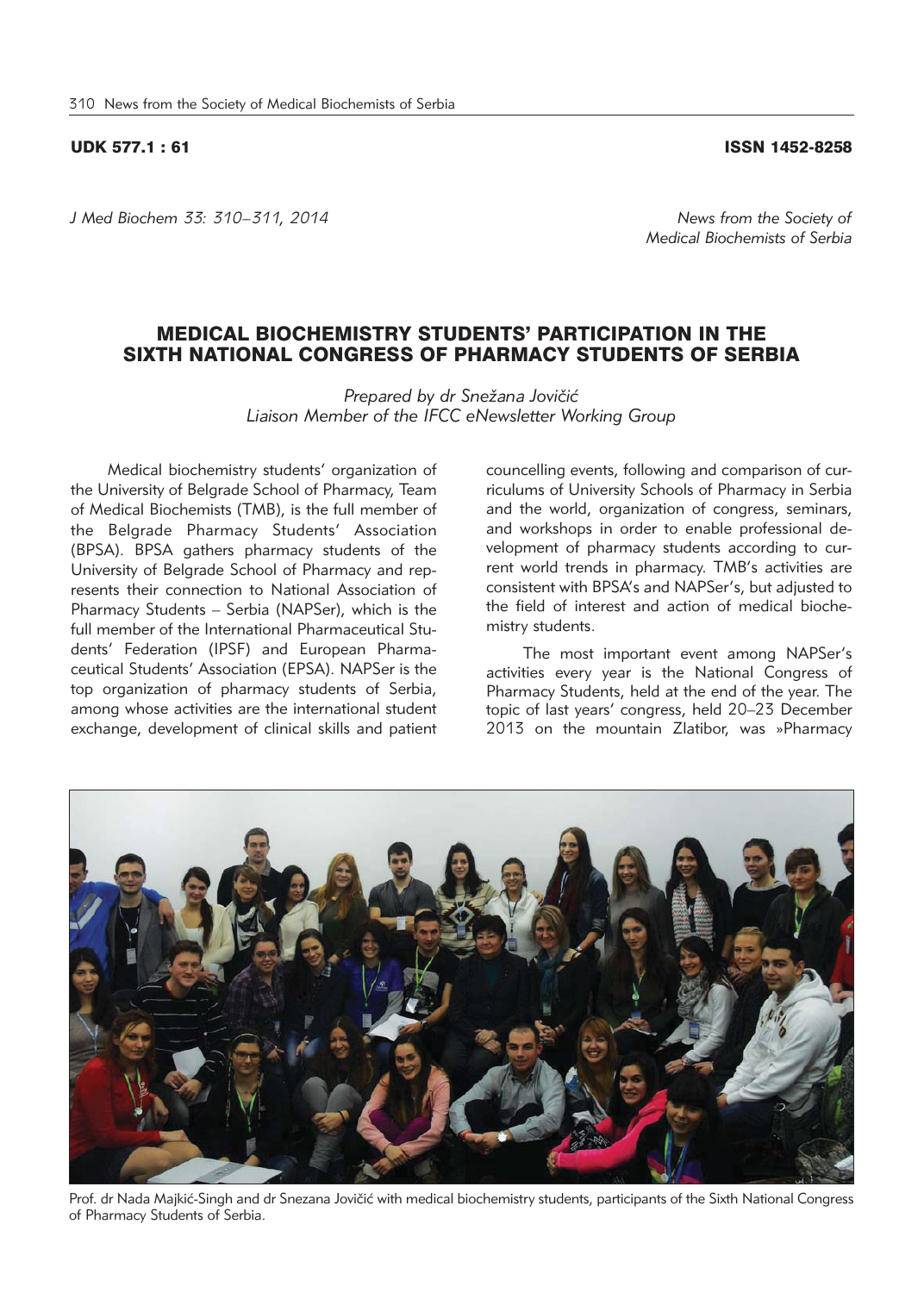UDK 577.1 : 61 ISSN 1452-8258

*J Med Biochem 33: 310–311, 2014*

*News from the Society of Medical Biochemists of Serbia*

# MEDICAL BIOCHEMISTRY STUDENTS' PARTICIPATION IN THE SIXTH NATIONAL CONGRESS OF PHARMACY STUDENTS OF SERBIA

*Prepared by dr Snežana Jovičić*
*Liaison Member of the IFCC eNewsletter Working Group*

Medical biochemistry students' organization of the University of Belgrade School of Pharmacy, Team of Medical Biochemists (TMB), is the full member of the Belgrade Pharmacy Students' Association (BPSA). BPSA gathers pharmacy students of the University of Belgrade School of Pharmacy and represents their connection to National Association of Pharmacy Students – Serbia (NAPSer), which is the full member of the International Pharmaceutical Students' Federation (IPSF) and European Pharmaceutical Students' Association (EPSA). NAPSer is the top organization of pharmacy students of Serbia, among whose activities are the international student exchange, development of clinical skills and patient councelling events, following and comparison of curriculums of University Schools of Pharmacy in Serbia and the world, organization of congress, seminars, and workshops in order to enable professional development of pharmacy students according to current world trends in pharmacy. TMB's activities are consistent with BPSA's and NAPSer's, but adjusted to the field of interest and action of medical biochemistry students.

The most important event among NAPSer's activities every year is the National Congress of Pharmacy Students, held at the end of the year. The topic of last years' congress, held 20–23 December 2013 on the mountain Zlatibor, was »Pharmacy

Prof. dr Nada Majkić-Singh and dr Snezana Jovičić with medical biochemistry students, participants of the Sixth National Congress of Pharmacy Students of Serbia.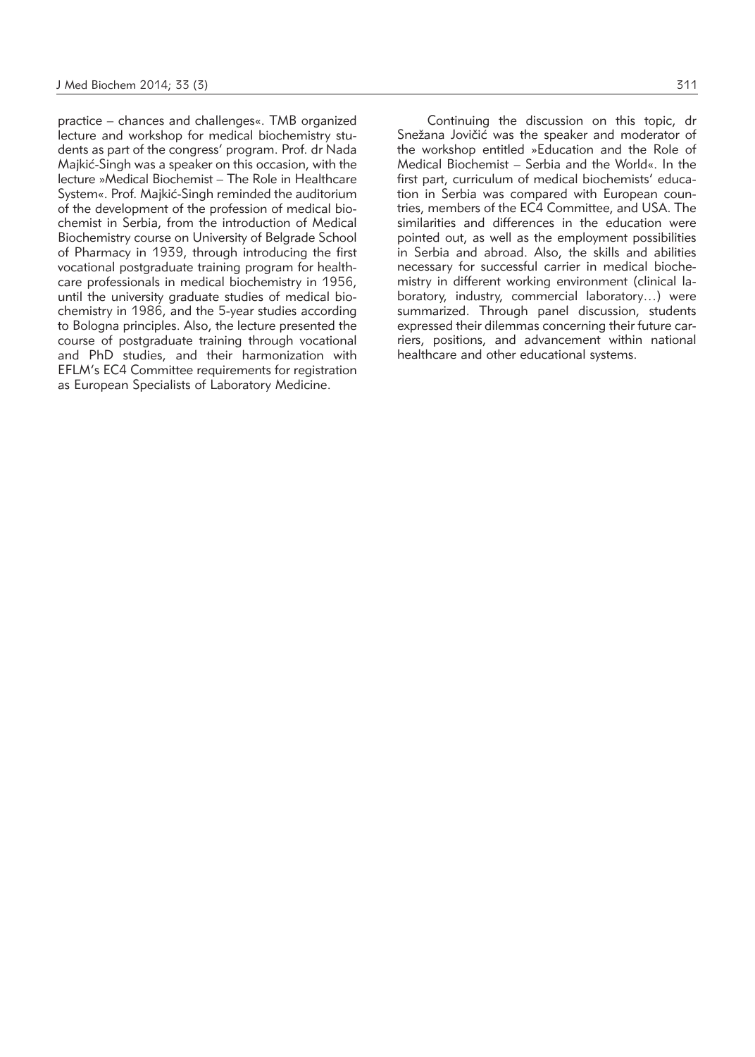practice – chances and challenges«. TMB organized lecture and workshop for medical biochemistry students as part of the congress' program. Prof. dr Nada Majkić-Singh was a speaker on this occasion, with the lecture »Medical Biochemist – The Role in Healthcare System«. Prof. Majkić-Singh reminded the auditorium of the development of the profession of medical biochemist in Serbia, from the introduction of Medical Biochemistry course on University of Belgrade School of Pharmacy in 1939, through introducing the first vocational postgraduate training program for healthcare professionals in medical biochemistry in 1956, until the university graduate studies of medical biochemistry in 1986, and the 5-year studies according to Bologna principles. Also, the lecture presented the course of postgraduate training through vocational and PhD studies, and their harmonization with EFLM's EC4 Committee requirements for registration as European Specialists of Laboratory Medicine.

Continuing the discussion on this topic, dr Snežana Jovičić was the speaker and moderator of the workshop entitled »Education and the Role of Medical Biochemist – Serbia and the World«. In the first part, curriculum of medical biochemists' education in Serbia was compared with European countries, members of the EC4 Committee, and USA. The similarities and differences in the education were pointed out, as well as the employment possibilities in Serbia and abroad. Also, the skills and abilities necessary for successful carrier in medical biochemistry in different working environment (clinical laboratory, industry, commercial laboratory…) were summarized. Through panel discussion, students expressed their dilemmas concerning their future carriers, positions, and advancement within national healthcare and other educational systems.